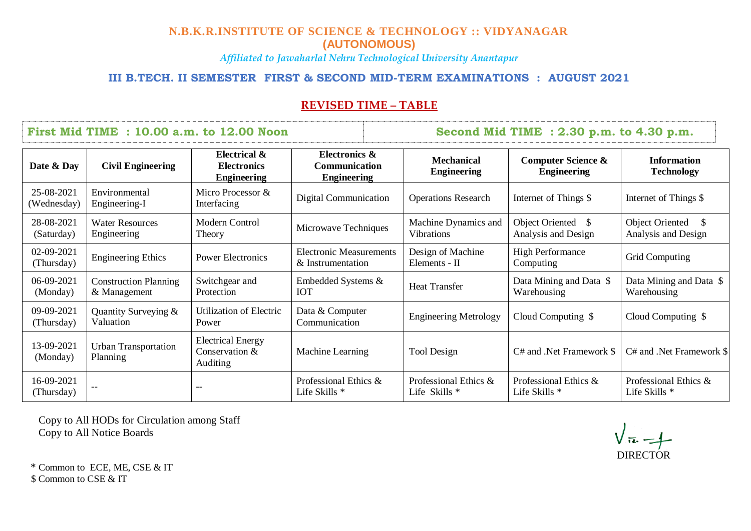# N.B.K.R.INSTITUTE OF SCIENCE & TECHNOLOGY :: VIDYANAGAR

**(AUTONOMOUS)**

*Affiliated to Jawaharlal Nehru Technological University Anantapur*

## III B.TECH. II SEMESTER FIRST & SECOND MID-TERM EXAMINATIONS : AUGUST 2021

## REVISED TIME – TABLE

**First Mid TIME : 10.00 a.m. to 12.00 Noon** | **Second Mid TIME : 2.30 p.m. to 4.30 p.m.**

| Date & Day | Civil Engineering | Electrical & Electronics Engineering | Electronics & Communication Engineering | Mechanical Engineering | Computer Science & Engineering | Information Technology |
|---|---|---|---|---|---|---|
| 25-08-2021 (Wednesday) | Environmental Engineering-I | Micro Processor & Interfacing | Digital Communication | Operations Research | Internet of Things $ | Internet of Things $ |
| 28-08-2021 (Saturday) | Water Resources Engineering | Modern Control Theory | Microwave Techniques | Machine Dynamics and Vibrations | Object Oriented $ Analysis and Design | Object Oriented $ Analysis and Design |
| 02-09-2021 (Thursday) | Engineering Ethics | Power Electronics | Electronic Measurements & Instrumentation | Design of Machine Elements - II | High Performance Computing | Grid Computing |
| 06-09-2021 (Monday) | Construction Planning & Management | Switchgear and Protection | Embedded Systems & IOT | Heat Transfer | Data Mining and Data $ Warehousing | Data Mining and Data $ Warehousing |
| 09-09-2021 (Thursday) | Quantity Surveying & Valuation | Utilization of Electric Power | Data & Computer Communication | Engineering Metrology | Cloud Computing $ | Cloud Computing $ |
| 13-09-2021 (Monday) | Urban Transportation Planning | Electrical Energy Conservation & Auditing | Machine Learning | Tool Design | C# and .Net Framework $ | C# and .Net Framework $ |
| 16-09-2021 (Thursday) | -- | -- | Professional Ethics & Life Skills * | Professional Ethics & Life Skills * | Professional Ethics & Life Skills * | Professional Ethics & Life Skills * |

Copy to All HODs for Circulation among Staff
Copy to All Notice Boards

DIRECTOR

\* Common to ECE, ME, CSE & IT
$ Common to CSE & IT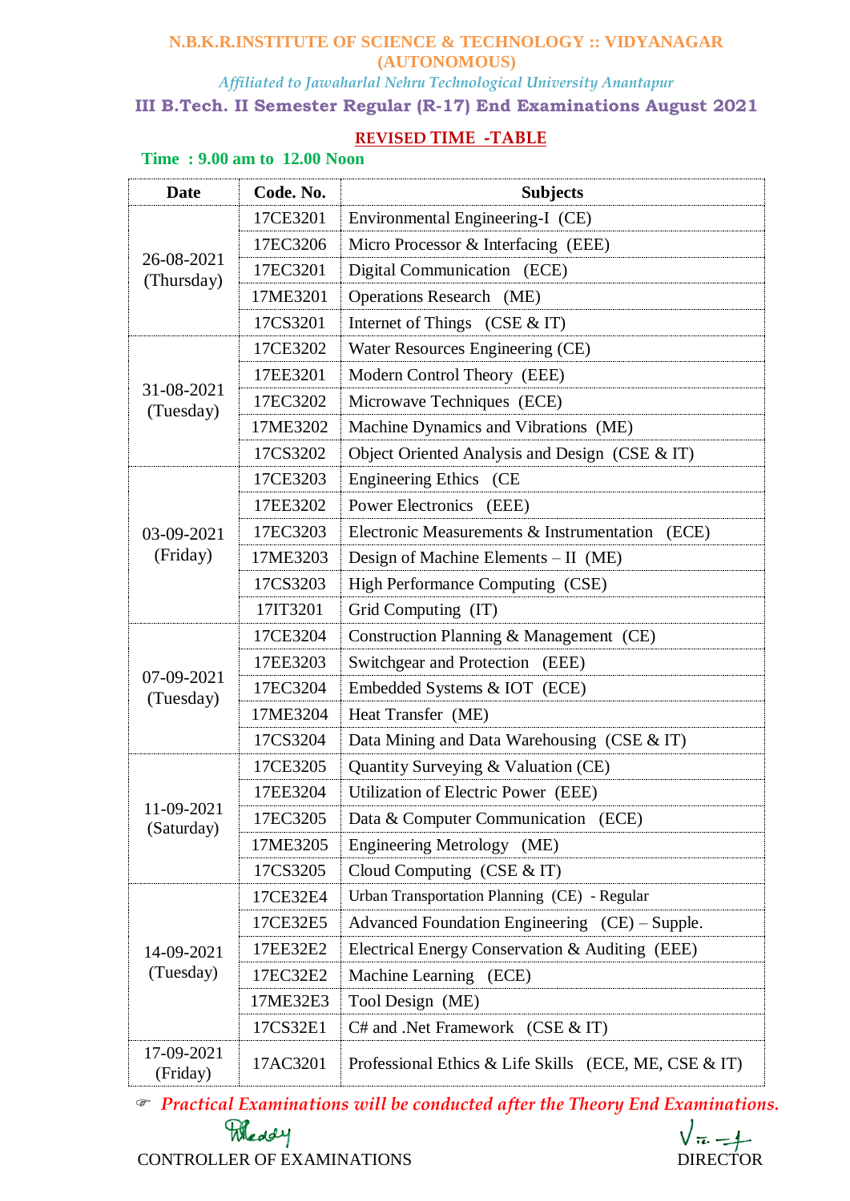N.B.K.R.INSTITUTE OF SCIENCE & TECHNOLOGY :: VIDYANAGAR
(AUTONOMOUS)

*Affiliated to Jawaharlal Nehru Technological University Anantapur*

## III B.Tech. II Semester Regular (R-17) End Examinations August 2021

**REVISED TIME -TABLE**

**Time : 9.00 am to 12.00 Noon**

| Date | Code. No. | Subjects |
|---|---|---|
| 26-08-2021 (Thursday) | 17CE3201 | Environmental Engineering-I (CE) |
| | 17EC3206 | Micro Processor & Interfacing (EEE) |
| | 17EC3201 | Digital Communication (ECE) |
| | 17ME3201 | Operations Research (ME) |
| | 17CS3201 | Internet of Things (CSE & IT) |
| 31-08-2021 (Tuesday) | 17CE3202 | Water Resources Engineering (CE) |
| | 17EE3201 | Modern Control Theory (EEE) |
| | 17EC3202 | Microwave Techniques (ECE) |
| | 17ME3202 | Machine Dynamics and Vibrations (ME) |
| | 17CS3202 | Object Oriented Analysis and Design (CSE & IT) |
| 03-09-2021 (Friday) | 17CE3203 | Engineering Ethics (CE |
| | 17EE3202 | Power Electronics (EEE) |
| | 17EC3203 | Electronic Measurements & Instrumentation (ECE) |
| | 17ME3203 | Design of Machine Elements – II (ME) |
| | 17CS3203 | High Performance Computing (CSE) |
| | 17IT3201 | Grid Computing (IT) |
| 07-09-2021 (Tuesday) | 17CE3204 | Construction Planning & Management (CE) |
| | 17EE3203 | Switchgear and Protection (EEE) |
| | 17EC3204 | Embedded Systems & IOT (ECE) |
| | 17ME3204 | Heat Transfer (ME) |
| | 17CS3204 | Data Mining and Data Warehousing (CSE & IT) |
| 11-09-2021 (Saturday) | 17CE3205 | Quantity Surveying & Valuation (CE) |
| | 17EE3204 | Utilization of Electric Power (EEE) |
| | 17EC3205 | Data & Computer Communication (ECE) |
| | 17ME3205 | Engineering Metrology (ME) |
| | 17CS3205 | Cloud Computing (CSE & IT) |
| 14-09-2021 (Tuesday) | 17CE32E4 | Urban Transportation Planning (CE) - Regular |
| | 17CE32E5 | Advanced Foundation Engineering (CE) – Supple. |
| | 17EE32E2 | Electrical Energy Conservation & Auditing (EEE) |
| | 17EC32E2 | Machine Learning (ECE) |
| | 17ME32E3 | Tool Design (ME) |
| | 17CS32E1 | C# and .Net Framework (CSE & IT) |
| 17-09-2021 (Friday) | 17AC3201 | Professional Ethics & Life Skills (ECE, ME, CSE & IT) |

☞ *Practical Examinations will be conducted after the Theory End Examinations.*

CONTROLLER OF EXAMINATIONS                DIRECTOR